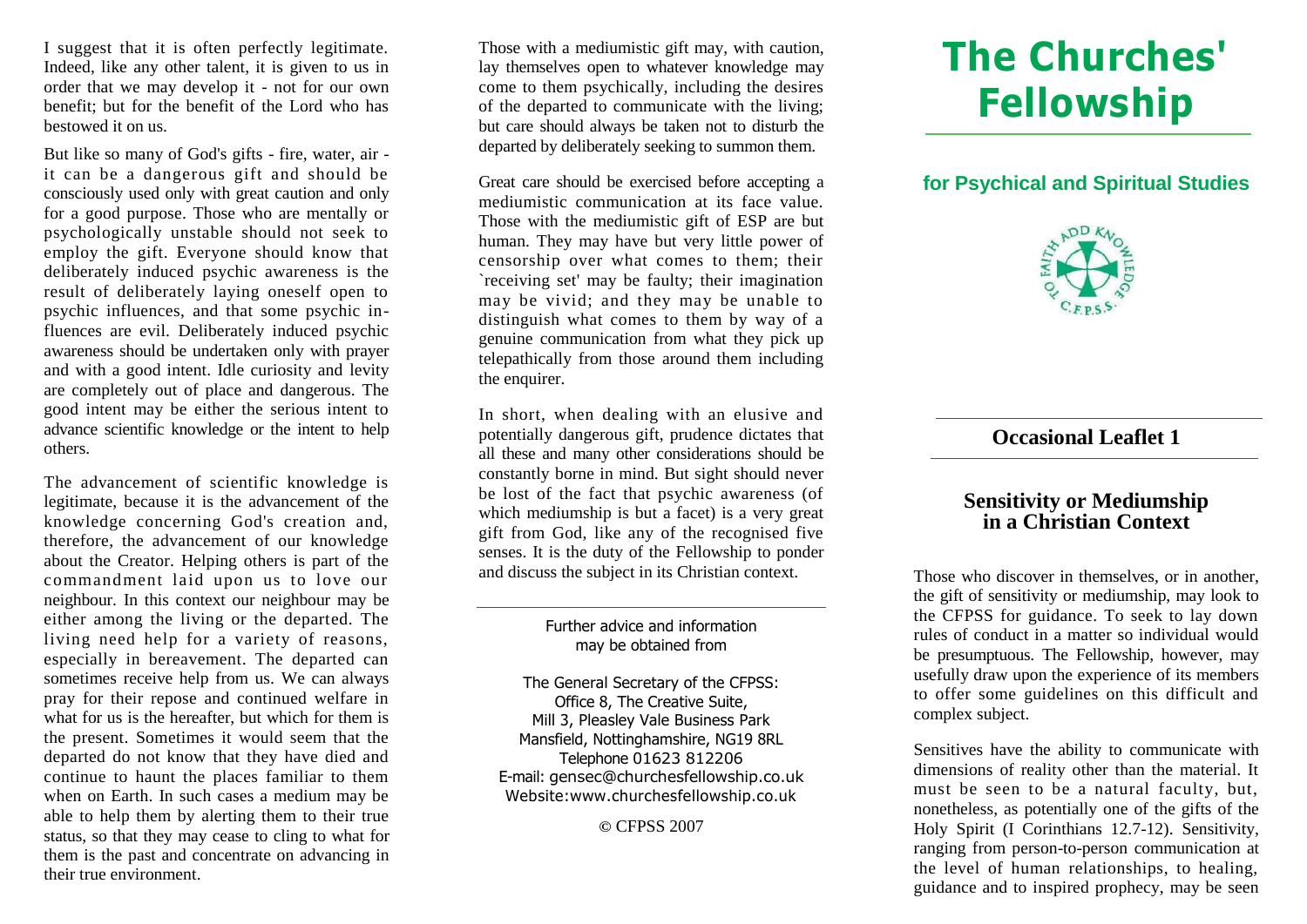I suggest that it is often perfectly legitimate. Indeed, like any other talent, it is given to us in order that we may develop it - not for our own benefit; but for the benefit of the Lord who has bestowed it on us.

But like so many of God's gifts - fire, water, air - it can be a dangerous gift and should be consciously used only with great caution and only for a good purpose. Those who are mentally or psychologically unstable should not seek to employ the gift. Everyone should know that deliberately induced psychic awareness is the result of deliberately laying oneself open to psychic influences, and that some psychic influences are evil. Deliberately induced psychic awareness should be undertaken only with prayer and with a good intent. Idle curiosity and levity are completely out of place and dangerous. The good intent may be either the serious intent to advance scientific knowledge or the intent to help others.

The advancement of scientific knowledge is legitimate, because it is the advancement of the knowledge concerning God's creation and, therefore, the advancement of our knowledge about the Creator. Helping others is part of the commandment laid upon us to love our neighbour. In this context our neighbour may be either among the living or the departed. The living need help for a variety of reasons, especially in bereavement. The departed can sometimes receive help from us. We can always pray for their repose and continued welfare in what for us is the hereafter, but which for them is the present. Sometimes it would seem that the departed do not know that they have died and continue to haunt the places familiar to them when on Earth. In such cases a medium may be able to help them by alerting them to their true status, so that they may cease to cling to what for them is the past and concentrate on advancing in their true environment.

Those with a mediumistic gift may, with caution, lay themselves open to whatever knowledge may come to them psychically, including the desires of the departed to communicate with the living; but care should always be taken not to disturb the departed by deliberately seeking to summon them.

Great care should be exercised before accepting a mediumistic communication at its face value. Those with the mediumistic gift of ESP are but human. They may have but very little power of censorship over what comes to them; their `receiving set' may be faulty; their imagination may be vivid; and they may be unable to distinguish what comes to them by way of a genuine communication from what they pick up telepathically from those around them including the enquirer.

In short, when dealing with an elusive and potentially dangerous gift, prudence dictates that all these and many other considerations should be constantly borne in mind. But sight should never be lost of the fact that psychic awareness (of which mediumship is but a facet) is a very great gift from God, like any of the recognised five senses. It is the duty of the Fellowship to ponder and discuss the subject in its Christian context.

---

Further advice and information may be obtained from

The General Secretary of the CFPSS:
Office 8, The Creative Suite,
Mill 3, Pleasley Vale Business Park
Mansfield, Nottinghamshire, NG19 8RL
Telephone 01623 812206
E-mail: gensec@churchesfellowship.co.uk
Website:www.churchesfellowship.co.uk

© CFPSS 2007

# The Churches' Fellowship

## for Psychical and Spiritual Studies

TO FAITH ADD KNOWLEDGE
C.F.P.S.S.

### Occasional Leaflet 1

## Sensitivity or Mediumship in a Christian Context

Those who discover in themselves, or in another, the gift of sensitivity or mediumship, may look to the CFPSS for guidance. To seek to lay down rules of conduct in a matter so individual would be presumptuous. The Fellowship, however, may usefully draw upon the experience of its members to offer some guidelines on this difficult and complex subject.

Sensitives have the ability to communicate with dimensions of reality other than the material. It must be seen to be a natural faculty, but, nonetheless, as potentially one of the gifts of the Holy Spirit (I Corinthians 12.7-12). Sensitivity, ranging from person-to-person communication at the level of human relationships, to healing, guidance and to inspired prophecy, may be seen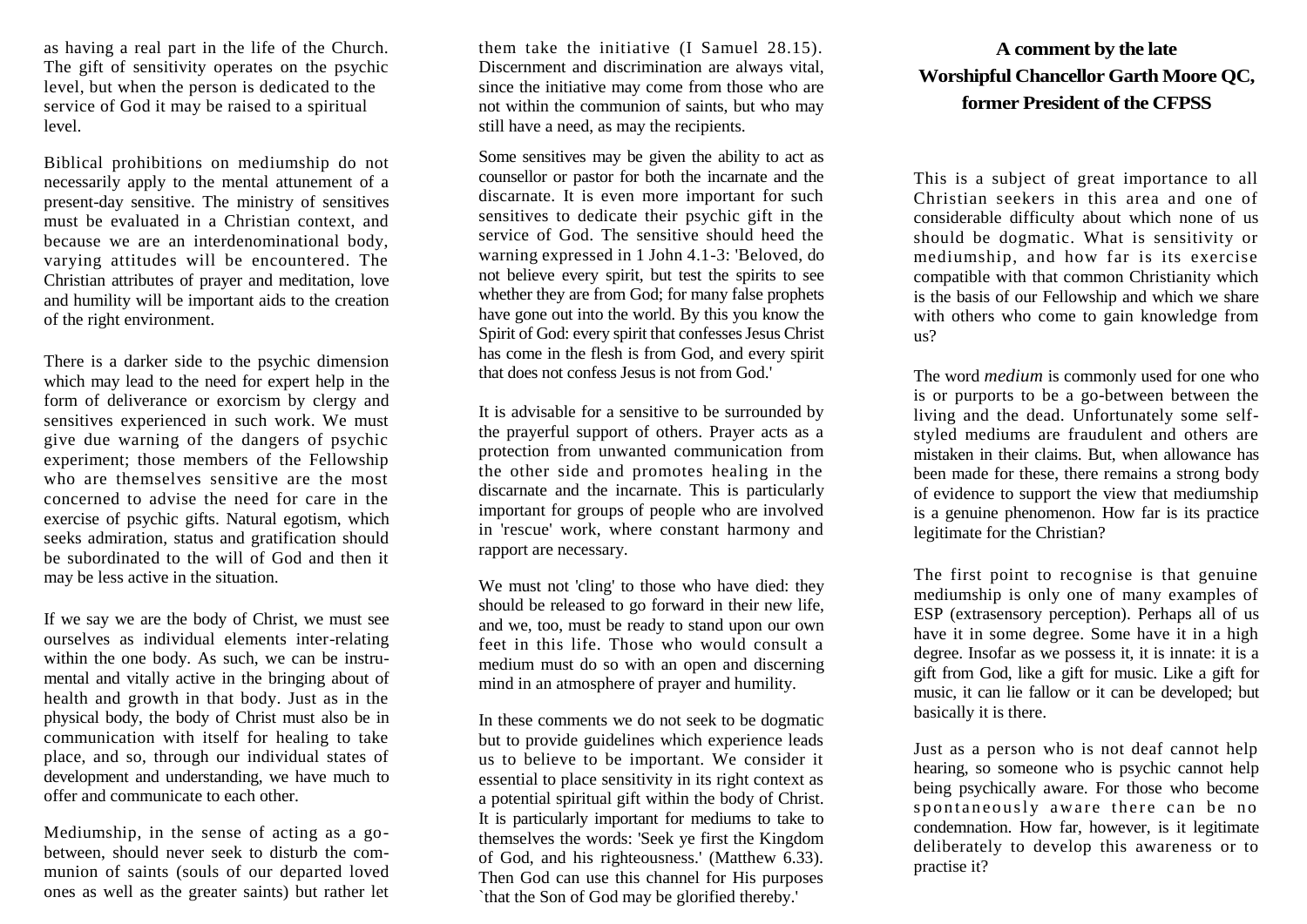as having a real part in the life of the Church. The gift of sensitivity operates on the psychic level, but when the person is dedicated to the service of God it may be raised to a spiritual level.

Biblical prohibitions on mediumship do not necessarily apply to the mental attunement of a present-day sensitive. The ministry of sensitives must be evaluated in a Christian context, and because we are an interdenominational body, varying attitudes will be encountered. The Christian attributes of prayer and meditation, love and humility will be important aids to the creation of the right environment.

There is a darker side to the psychic dimension which may lead to the need for expert help in the form of deliverance or exorcism by clergy and sensitives experienced in such work. We must give due warning of the dangers of psychic experiment; those members of the Fellowship who are themselves sensitive are the most concerned to advise the need for care in the exercise of psychic gifts. Natural egotism, which seeks admiration, status and gratification should be subordinated to the will of God and then it may be less active in the situation.

If we say we are the body of Christ, we must see ourselves as individual elements inter-relating within the one body. As such, we can be instrumental and vitally active in the bringing about of health and growth in that body. Just as in the physical body, the body of Christ must also be in communication with itself for healing to take place, and so, through our individual states of development and understanding, we have much to offer and communicate to each other.

Mediumship, in the sense of acting as a go-between, should never seek to disturb the communion of saints (souls of our departed loved ones as well as the greater saints) but rather let them take the initiative (I Samuel 28.15). Discernment and discrimination are always vital, since the initiative may come from those who are not within the communion of saints, but who may still have a need, as may the recipients.

Some sensitives may be given the ability to act as counsellor or pastor for both the incarnate and the discarnate. It is even more important for such sensitives to dedicate their psychic gift in the service of God. The sensitive should heed the warning expressed in 1 John 4.1-3: 'Beloved, do not believe every spirit, but test the spirits to see whether they are from God; for many false prophets have gone out into the world. By this you know the Spirit of God: every spirit that confesses Jesus Christ has come in the flesh is from God, and every spirit that does not confess Jesus is not from God.'

It is advisable for a sensitive to be surrounded by the prayerful support of others. Prayer acts as a protection from unwanted communication from the other side and promotes healing in the discarnate and the incarnate. This is particularly important for groups of people who are involved in 'rescue' work, where constant harmony and rapport are necessary.

We must not 'cling' to those who have died: they should be released to go forward in their new life, and we, too, must be ready to stand upon our own feet in this life. Those who would consult a medium must do so with an open and discerning mind in an atmosphere of prayer and humility.

In these comments we do not seek to be dogmatic but to provide guidelines which experience leads us to believe to be important. We consider it essential to place sensitivity in its right context as a potential spiritual gift within the body of Christ. It is particularly important for mediums to take to themselves the words: 'Seek ye first the Kingdom of God, and his righteousness.' (Matthew 6.33). Then God can use this channel for His purposes `that the Son of God may be glorified thereby.'

## A comment by the late Worshipful Chancellor Garth Moore QC, former President of the CFPSS

This is a subject of great importance to all Christian seekers in this area and one of considerable difficulty about which none of us should be dogmatic. What is sensitivity or mediumship, and how far is its exercise compatible with that common Christianity which is the basis of our Fellowship and which we share with others who come to gain knowledge from us?

The word *medium* is commonly used for one who is or purports to be a go-between between the living and the dead. Unfortunately some self-styled mediums are fraudulent and others are mistaken in their claims. But, when allowance has been made for these, there remains a strong body of evidence to support the view that mediumship is a genuine phenomenon. How far is its practice legitimate for the Christian?

The first point to recognise is that genuine mediumship is only one of many examples of ESP (extrasensory perception). Perhaps all of us have it in some degree. Some have it in a high degree. Insofar as we possess it, it is innate: it is a gift from God, like a gift for music. Like a gift for music, it can lie fallow or it can be developed; but basically it is there.

Just as a person who is not deaf cannot help hearing, so someone who is psychic cannot help being psychically aware. For those who become spontaneously aware there can be no condemnation. How far, however, is it legitimate deliberately to develop this awareness or to practise it?